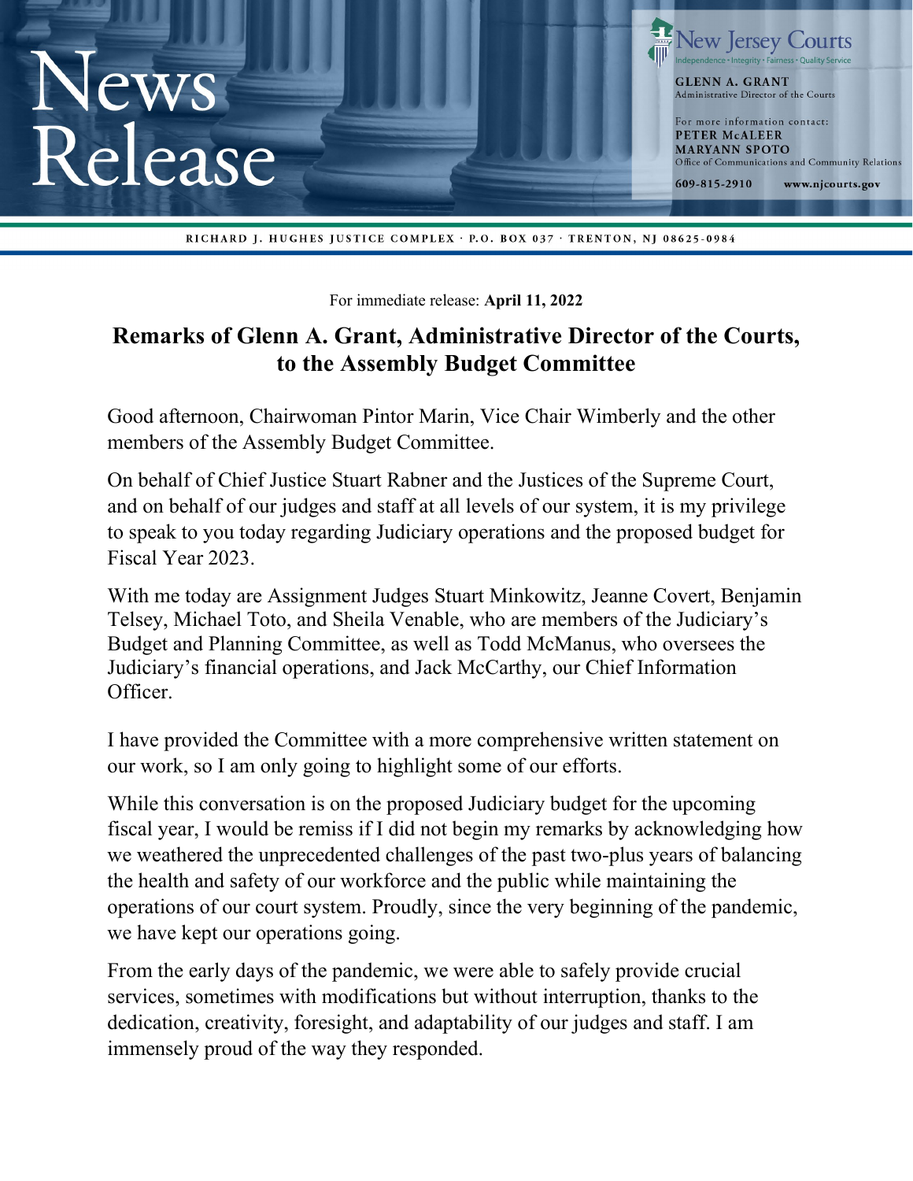News Release

New Jersey Courts
Independence • Integrity • Fairness • Quality Service

**GLENN A. GRANT**
Administrative Director of the Courts

For more information contact:
**PETER McALEER**
**MARYANN SPOTO**
Office of Communications and Community Relations

609-815-2910 www.njcourts.gov

RICHARD J. HUGHES JUSTICE COMPLEX · P.O. BOX 037 · TRENTON, NJ 08625-0984

For immediate release: **April 11, 2022**

# Remarks of Glenn A. Grant, Administrative Director of the Courts, to the Assembly Budget Committee

Good afternoon, Chairwoman Pintor Marin, Vice Chair Wimberly and the other members of the Assembly Budget Committee.

On behalf of Chief Justice Stuart Rabner and the Justices of the Supreme Court, and on behalf of our judges and staff at all levels of our system, it is my privilege to speak to you today regarding Judiciary operations and the proposed budget for Fiscal Year 2023.

With me today are Assignment Judges Stuart Minkowitz, Jeanne Covert, Benjamin Telsey, Michael Toto, and Sheila Venable, who are members of the Judiciary's Budget and Planning Committee, as well as Todd McManus, who oversees the Judiciary's financial operations, and Jack McCarthy, our Chief Information Officer.

I have provided the Committee with a more comprehensive written statement on our work, so I am only going to highlight some of our efforts.

While this conversation is on the proposed Judiciary budget for the upcoming fiscal year, I would be remiss if I did not begin my remarks by acknowledging how we weathered the unprecedented challenges of the past two-plus years of balancing the health and safety of our workforce and the public while maintaining the operations of our court system. Proudly, since the very beginning of the pandemic, we have kept our operations going.

From the early days of the pandemic, we were able to safely provide crucial services, sometimes with modifications but without interruption, thanks to the dedication, creativity, foresight, and adaptability of our judges and staff. I am immensely proud of the way they responded.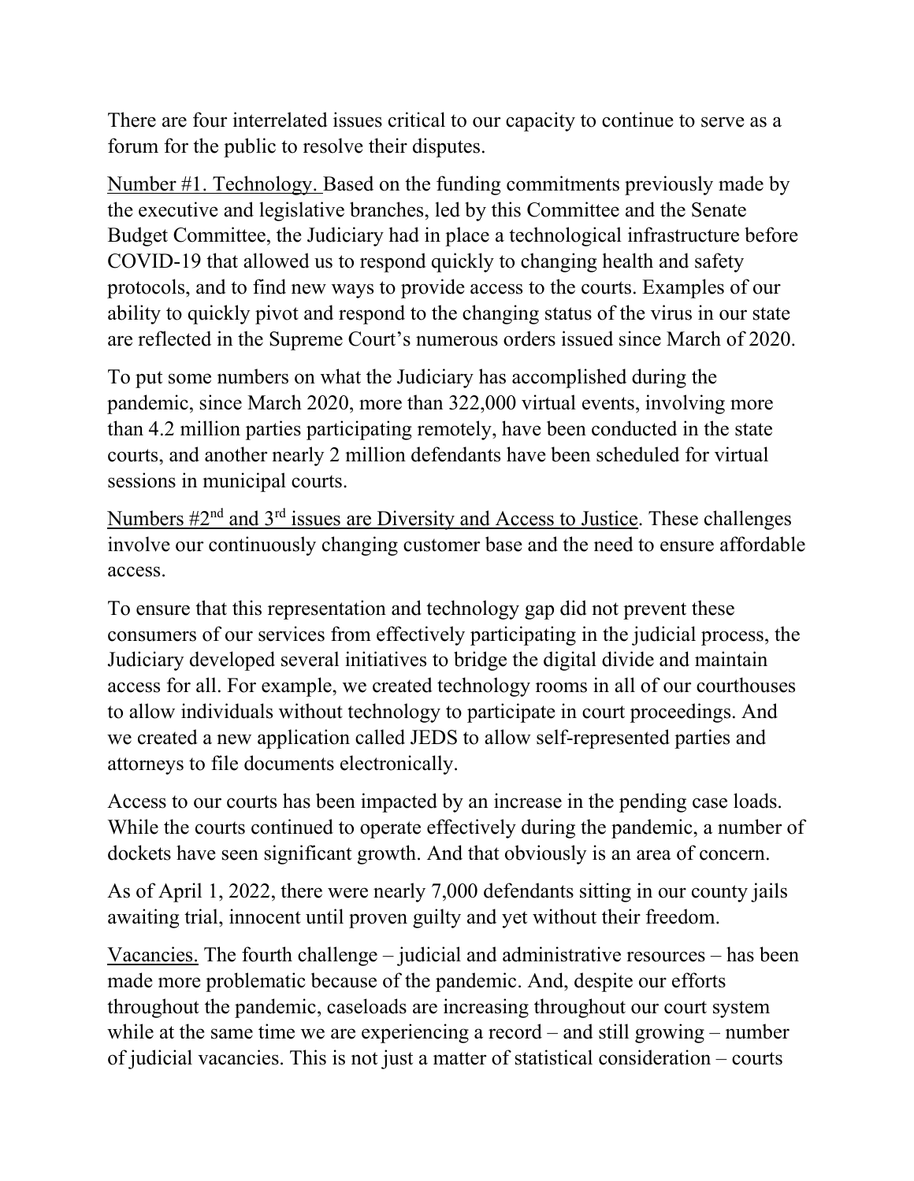There are four interrelated issues critical to our capacity to continue to serve as a forum for the public to resolve their disputes.

<u>Number #1. Technology.</u> Based on the funding commitments previously made by the executive and legislative branches, led by this Committee and the Senate Budget Committee, the Judiciary had in place a technological infrastructure before COVID-19 that allowed us to respond quickly to changing health and safety protocols, and to find new ways to provide access to the courts. Examples of our ability to quickly pivot and respond to the changing status of the virus in our state are reflected in the Supreme Court's numerous orders issued since March of 2020.

To put some numbers on what the Judiciary has accomplished during the pandemic, since March 2020, more than 322,000 virtual events, involving more than 4.2 million parties participating remotely, have been conducted in the state courts, and another nearly 2 million defendants have been scheduled for virtual sessions in municipal courts.

<u>Numbers #2nd and 3rd issues are Diversity and Access to Justice</u>. These challenges involve our continuously changing customer base and the need to ensure affordable access.

To ensure that this representation and technology gap did not prevent these consumers of our services from effectively participating in the judicial process, the Judiciary developed several initiatives to bridge the digital divide and maintain access for all. For example, we created technology rooms in all of our courthouses to allow individuals without technology to participate in court proceedings. And we created a new application called JEDS to allow self-represented parties and attorneys to file documents electronically.

Access to our courts has been impacted by an increase in the pending case loads. While the courts continued to operate effectively during the pandemic, a number of dockets have seen significant growth. And that obviously is an area of concern.

As of April 1, 2022, there were nearly 7,000 defendants sitting in our county jails awaiting trial, innocent until proven guilty and yet without their freedom.

<u>Vacancies.</u> The fourth challenge – judicial and administrative resources – has been made more problematic because of the pandemic. And, despite our efforts throughout the pandemic, caseloads are increasing throughout our court system while at the same time we are experiencing a record – and still growing – number of judicial vacancies. This is not just a matter of statistical consideration – courts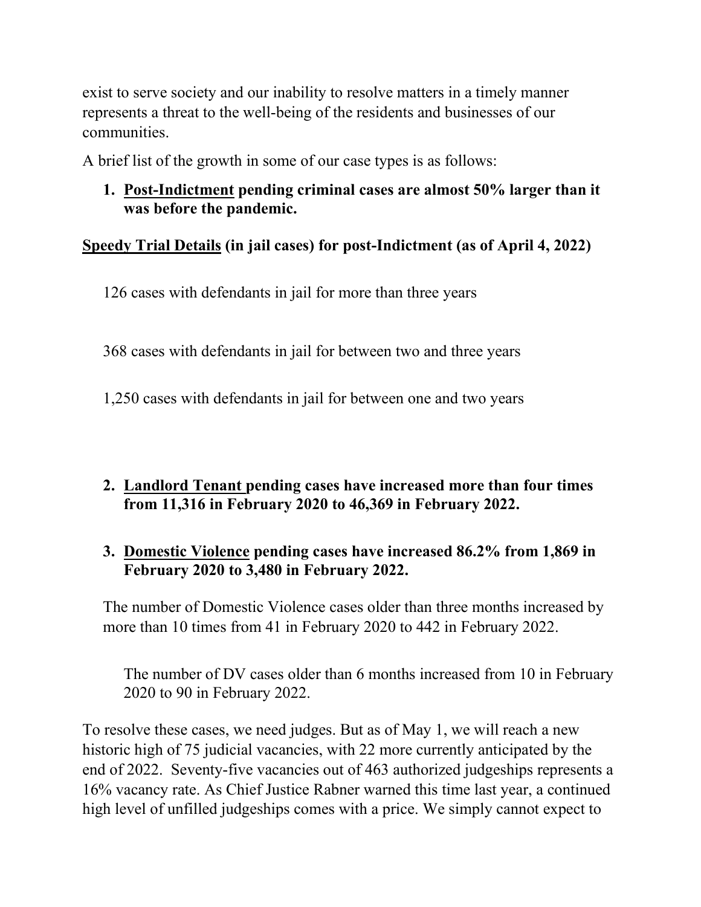exist to serve society and our inability to resolve matters in a timely manner represents a threat to the well-being of the residents and businesses of our communities.

A brief list of the growth in some of our case types is as follows:

1. **<u>Post-Indictment</u> pending criminal cases are almost 50% larger than it was before the pandemic.**

**<u>Speedy Trial Details</u> (in jail cases) for post-Indictment (as of April 4, 2022)**

126 cases with defendants in jail for more than three years

368 cases with defendants in jail for between two and three years

1,250 cases with defendants in jail for between one and two years

2. **<u>Landlord Tenant</u> pending cases have increased more than four times from 11,316 in February 2020 to 46,369 in February 2022.**

3. **<u>Domestic Violence</u> pending cases have increased 86.2% from 1,869 in February 2020 to 3,480 in February 2022.**

   The number of Domestic Violence cases older than three months increased by more than 10 times from 41 in February 2020 to 442 in February 2022.

   The number of DV cases older than 6 months increased from 10 in February 2020 to 90 in February 2022.

To resolve these cases, we need judges. But as of May 1, we will reach a new historic high of 75 judicial vacancies, with 22 more currently anticipated by the end of 2022. Seventy-five vacancies out of 463 authorized judgeships represents a 16% vacancy rate. As Chief Justice Rabner warned this time last year, a continued high level of unfilled judgeships comes with a price. We simply cannot expect to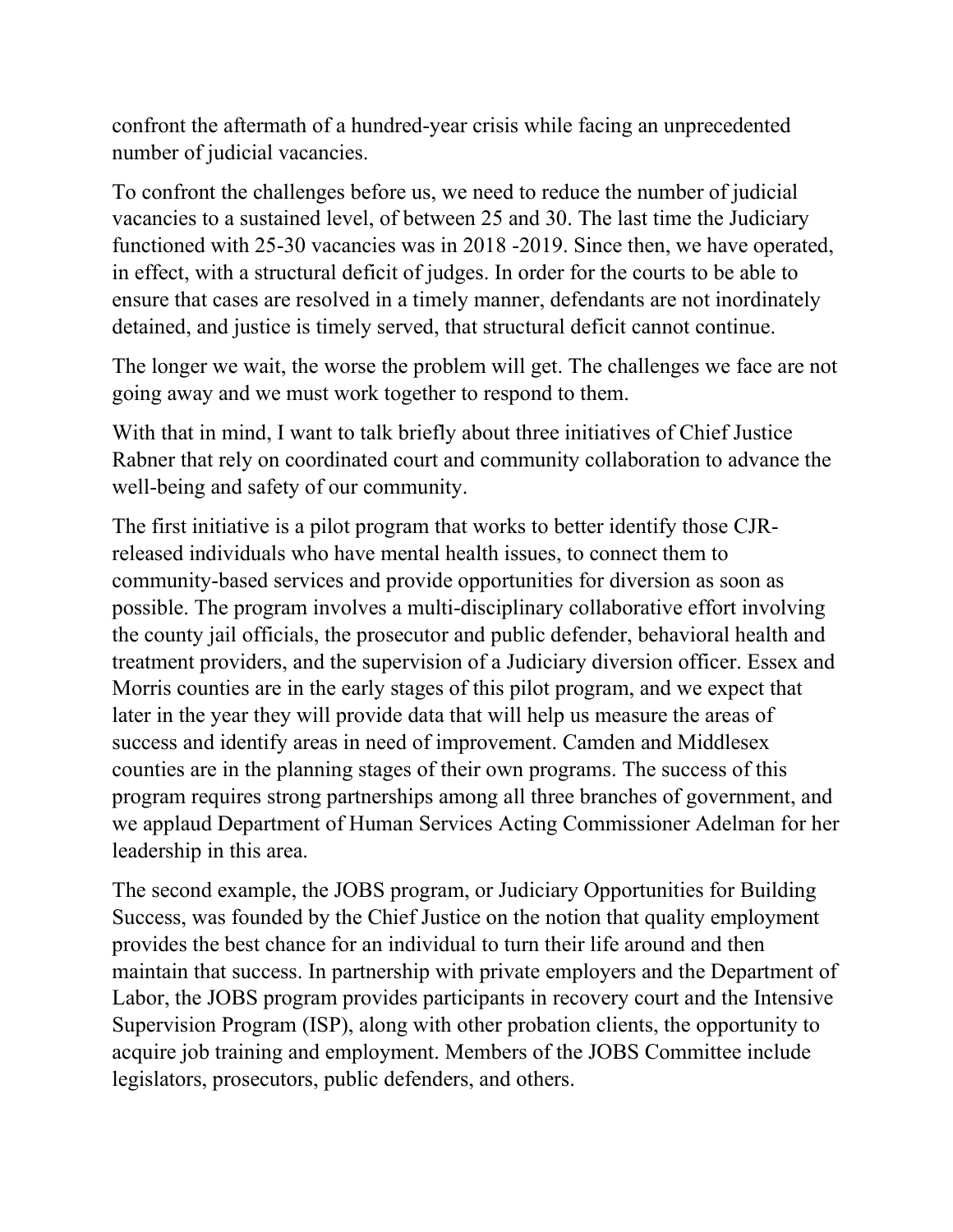confront the aftermath of a hundred-year crisis while facing an unprecedented number of judicial vacancies.

To confront the challenges before us, we need to reduce the number of judicial vacancies to a sustained level, of between 25 and 30. The last time the Judiciary functioned with 25-30 vacancies was in 2018 -2019. Since then, we have operated, in effect, with a structural deficit of judges. In order for the courts to be able to ensure that cases are resolved in a timely manner, defendants are not inordinately detained, and justice is timely served, that structural deficit cannot continue.

The longer we wait, the worse the problem will get. The challenges we face are not going away and we must work together to respond to them.

With that in mind, I want to talk briefly about three initiatives of Chief Justice Rabner that rely on coordinated court and community collaboration to advance the well-being and safety of our community.

The first initiative is a pilot program that works to better identify those CJR-released individuals who have mental health issues, to connect them to community-based services and provide opportunities for diversion as soon as possible. The program involves a multi-disciplinary collaborative effort involving the county jail officials, the prosecutor and public defender, behavioral health and treatment providers, and the supervision of a Judiciary diversion officer. Essex and Morris counties are in the early stages of this pilot program, and we expect that later in the year they will provide data that will help us measure the areas of success and identify areas in need of improvement. Camden and Middlesex counties are in the planning stages of their own programs. The success of this program requires strong partnerships among all three branches of government, and we applaud Department of Human Services Acting Commissioner Adelman for her leadership in this area.

The second example, the JOBS program, or Judiciary Opportunities for Building Success, was founded by the Chief Justice on the notion that quality employment provides the best chance for an individual to turn their life around and then maintain that success. In partnership with private employers and the Department of Labor, the JOBS program provides participants in recovery court and the Intensive Supervision Program (ISP), along with other probation clients, the opportunity to acquire job training and employment. Members of the JOBS Committee include legislators, prosecutors, public defenders, and others.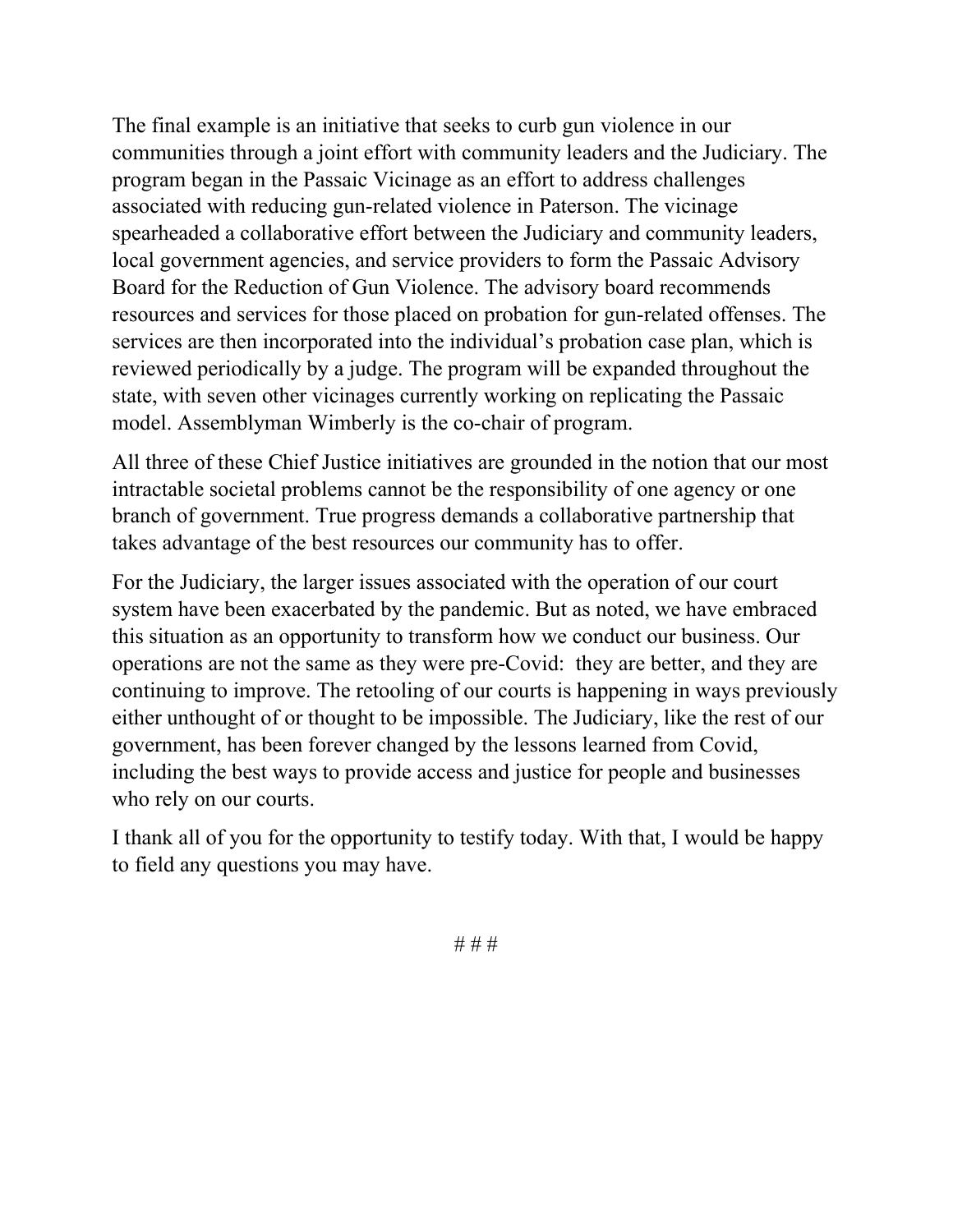The final example is an initiative that seeks to curb gun violence in our communities through a joint effort with community leaders and the Judiciary. The program began in the Passaic Vicinage as an effort to address challenges associated with reducing gun-related violence in Paterson. The vicinage spearheaded a collaborative effort between the Judiciary and community leaders, local government agencies, and service providers to form the Passaic Advisory Board for the Reduction of Gun Violence. The advisory board recommends resources and services for those placed on probation for gun-related offenses. The services are then incorporated into the individual's probation case plan, which is reviewed periodically by a judge. The program will be expanded throughout the state, with seven other vicinages currently working on replicating the Passaic model. Assemblyman Wimberly is the co-chair of program.

All three of these Chief Justice initiatives are grounded in the notion that our most intractable societal problems cannot be the responsibility of one agency or one branch of government. True progress demands a collaborative partnership that takes advantage of the best resources our community has to offer.

For the Judiciary, the larger issues associated with the operation of our court system have been exacerbated by the pandemic. But as noted, we have embraced this situation as an opportunity to transform how we conduct our business. Our operations are not the same as they were pre-Covid: they are better, and they are continuing to improve. The retooling of our courts is happening in ways previously either unthought of or thought to be impossible. The Judiciary, like the rest of our government, has been forever changed by the lessons learned from Covid, including the best ways to provide access and justice for people and businesses who rely on our courts.

I thank all of you for the opportunity to testify today. With that, I would be happy to field any questions you may have.

# # #